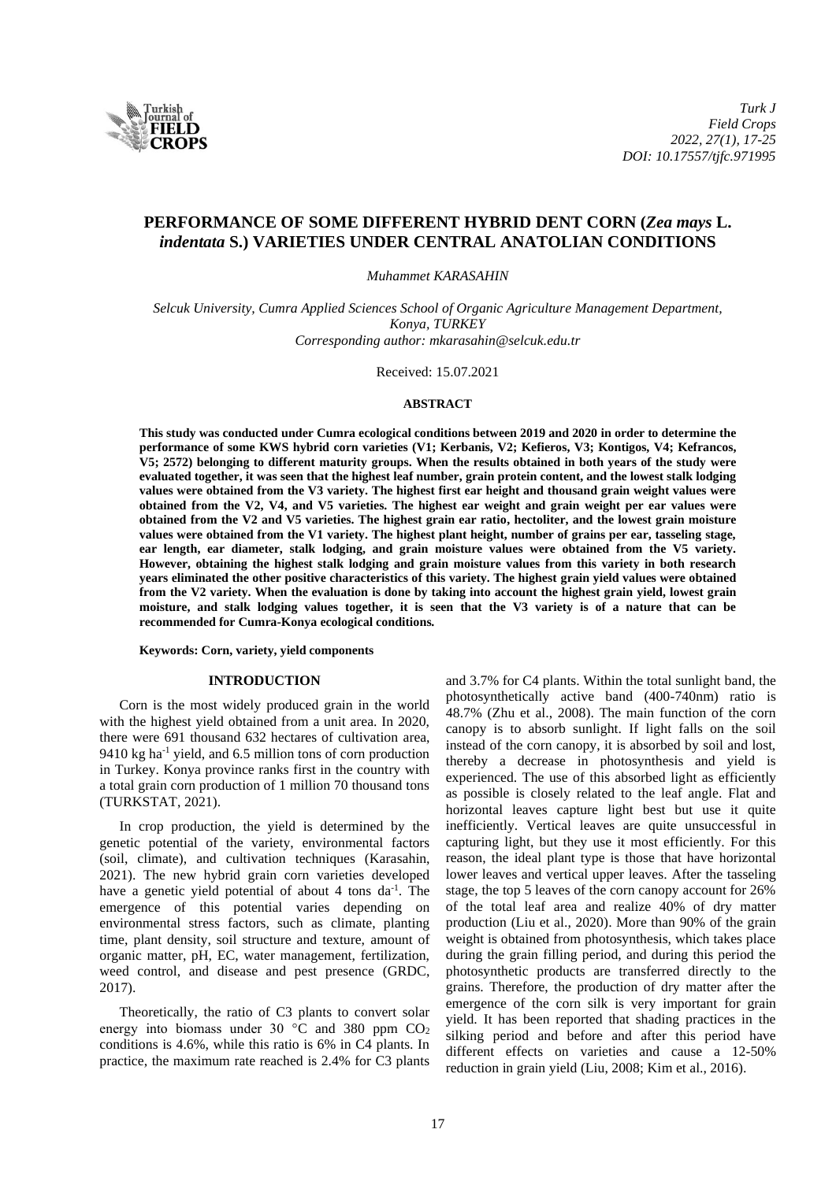# PERFORMANCE OF SOME DIFFERENT HYBRID DENT CORN (*Zea mays* L. *indentata* S.) VARIETIES UNDER CENTRAL ANATOLIAN CONDITIONS

*Muhammet KARASAHIN*

*Selcuk University, Cumra Applied Sciences School of Organic Agriculture Management Department, Konya, TURKEY*
*Corresponding author: mkarasahin@selcuk.edu.tr*

Received: 15.07.2021

## ABSTRACT

**This study was conducted under Cumra ecological conditions between 2019 and 2020 in order to determine the performance of some KWS hybrid corn varieties (V1; Kerbanis, V2; Kefieros, V3; Kontigos, V4; Kefrancos, V5; 2572) belonging to different maturity groups. When the results obtained in both years of the study were evaluated together, it was seen that the highest leaf number, grain protein content, and the lowest stalk lodging values were obtained from the V3 variety. The highest first ear height and thousand grain weight values were obtained from the V2, V4, and V5 varieties. The highest ear weight and grain weight per ear values were obtained from the V2 and V5 varieties. The highest grain ear ratio, hectoliter, and the lowest grain moisture values were obtained from the V1 variety. The highest plant height, number of grains per ear, tasseling stage, ear length, ear diameter, stalk lodging, and grain moisture values were obtained from the V5 variety. However, obtaining the highest stalk lodging and grain moisture values from this variety in both research years eliminated the other positive characteristics of this variety. The highest grain yield values were obtained from the V2 variety. When the evaluation is done by taking into account the highest grain yield, lowest grain moisture, and stalk lodging values together, it is seen that the V3 variety is of a nature that can be recommended for Cumra-Konya ecological conditions.**

**Keywords: Corn, variety, yield components**

## INTRODUCTION

Corn is the most widely produced grain in the world with the highest yield obtained from a unit area. In 2020, there were 691 thousand 632 hectares of cultivation area, 9410 kg $ha^{-1}$ yield, and 6.5 million tons of corn production in Turkey. Konya province ranks first in the country with a total grain corn production of 1 million 70 thousand tons (TURKSTAT, 2021).

In crop production, the yield is determined by the genetic potential of the variety, environmental factors (soil, climate), and cultivation techniques (Karasahin, 2021). The new hybrid grain corn varieties developed have a genetic yield potential of about 4 tons $da^{-1}$. The emergence of this potential varies depending on environmental stress factors, such as climate, planting time, plant density, soil structure and texture, amount of organic matter, pH, EC, water management, fertilization, weed control, and disease and pest presence (GRDC, 2017).

Theoretically, the ratio of C3 plants to convert solar energy into biomass under 30 °C and 380 ppm $CO_2$ conditions is 4.6%, while this ratio is 6% in C4 plants. In practice, the maximum rate reached is 2.4% for C3 plants and 3.7% for C4 plants. Within the total sunlight band, the photosynthetically active band (400-740nm) ratio is 48.7% (Zhu et al., 2008). The main function of the corn canopy is to absorb sunlight. If light falls on the soil instead of the corn canopy, it is absorbed by soil and lost, thereby a decrease in photosynthesis and yield is experienced. The use of this absorbed light as efficiently as possible is closely related to the leaf angle. Flat and horizontal leaves capture light best but use it quite inefficiently. Vertical leaves are quite unsuccessful in capturing light, but they use it most efficiently. For this reason, the ideal plant type is those that have horizontal lower leaves and vertical upper leaves. After the tasseling stage, the top 5 leaves of the corn canopy account for 26% of the total leaf area and realize 40% of dry matter production (Liu et al., 2020). More than 90% of the grain weight is obtained from photosynthesis, which takes place during the grain filling period, and during this period the photosynthetic products are transferred directly to the grains. Therefore, the production of dry matter after the emergence of the corn silk is very important for grain yield. It has been reported that shading practices in the silking period and before and after this period have different effects on varieties and cause a 12-50% reduction in grain yield (Liu, 2008; Kim et al., 2016).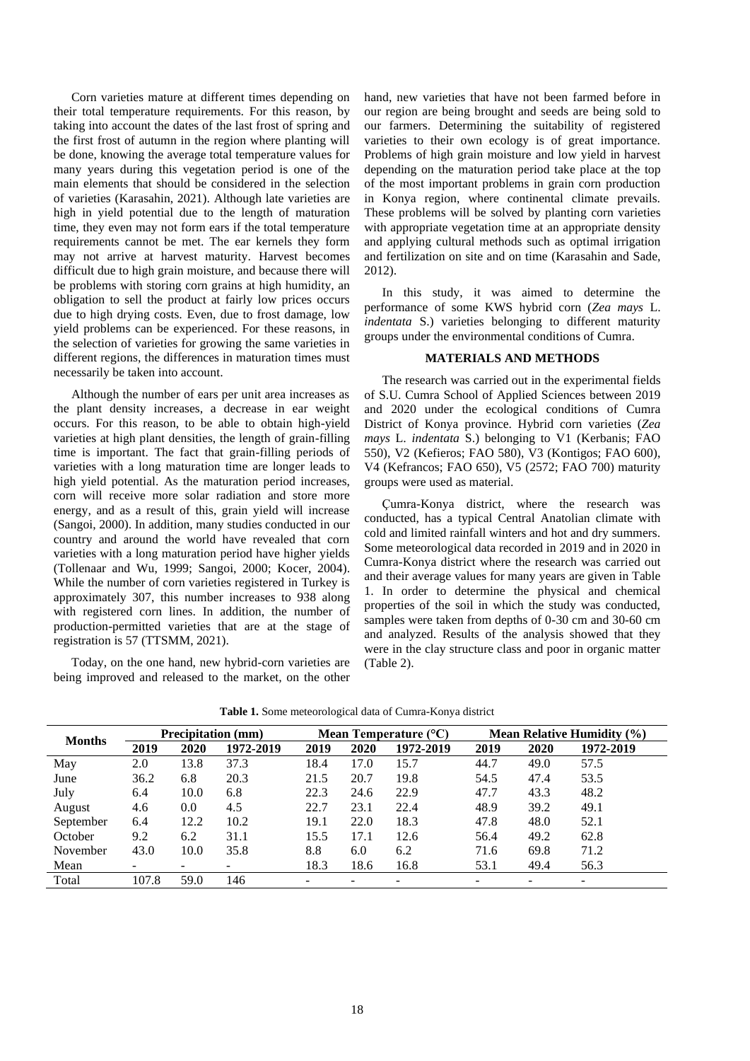Corn varieties mature at different times depending on their total temperature requirements. For this reason, by taking into account the dates of the last frost of spring and the first frost of autumn in the region where planting will be done, knowing the average total temperature values for many years during this vegetation period is one of the main elements that should be considered in the selection of varieties (Karasahin, 2021). Although late varieties are high in yield potential due to the length of maturation time, they even may not form ears if the total temperature requirements cannot be met. The ear kernels they form may not arrive at harvest maturity. Harvest becomes difficult due to high grain moisture, and because there will be problems with storing corn grains at high humidity, an obligation to sell the product at fairly low prices occurs due to high drying costs. Even, due to frost damage, low yield problems can be experienced. For these reasons, in the selection of varieties for growing the same varieties in different regions, the differences in maturation times must necessarily be taken into account.

Although the number of ears per unit area increases as the plant density increases, a decrease in ear weight occurs. For this reason, to be able to obtain high-yield varieties at high plant densities, the length of grain-filling time is important. The fact that grain-filling periods of varieties with a long maturation time are longer leads to high yield potential. As the maturation period increases, corn will receive more solar radiation and store more energy, and as a result of this, grain yield will increase (Sangoi, 2000). In addition, many studies conducted in our country and around the world have revealed that corn varieties with a long maturation period have higher yields (Tollenaar and Wu, 1999; Sangoi, 2000; Kocer, 2004). While the number of corn varieties registered in Turkey is approximately 307, this number increases to 938 along with registered corn lines. In addition, the number of production-permitted varieties that are at the stage of registration is 57 (TTSMM, 2021).

Today, on the one hand, new hybrid-corn varieties are being improved and released to the market, on the other hand, new varieties that have not been farmed before in our region are being brought and seeds are being sold to our farmers. Determining the suitability of registered varieties to their own ecology is of great importance. Problems of high grain moisture and low yield in harvest depending on the maturation period take place at the top of the most important problems in grain corn production in Konya region, where continental climate prevails. These problems will be solved by planting corn varieties with appropriate vegetation time at an appropriate density and applying cultural methods such as optimal irrigation and fertilization on site and on time (Karasahin and Sade, 2012).

In this study, it was aimed to determine the performance of some KWS hybrid corn (*Zea mays* L. *indentata* S.) varieties belonging to different maturity groups under the environmental conditions of Cumra.

## MATERIALS AND METHODS

The research was carried out in the experimental fields of S.U. Cumra School of Applied Sciences between 2019 and 2020 under the ecological conditions of Cumra District of Konya province. Hybrid corn varieties (*Zea mays* L. *indentata* S.) belonging to V1 (Kerbanis; FAO 550), V2 (Kefieros; FAO 580), V3 (Kontigos; FAO 600), V4 (Kefrancos; FAO 650), V5 (2572; FAO 700) maturity groups were used as material.

Çumra-Konya district, where the research was conducted, has a typical Central Anatolian climate with cold and limited rainfall winters and hot and dry summers. Some meteorological data recorded in 2019 and in 2020 in Cumra-Konya district where the research was carried out and their average values for many years are given in Table 1. In order to determine the physical and chemical properties of the soil in which the study was conducted, samples were taken from depths of 0-30 cm and 30-60 cm and analyzed. Results of the analysis showed that they were in the clay structure class and poor in organic matter (Table 2).

**Table 1.** Some meteorological data of Cumra-Konya district

| Months | Precipitation (mm) | | | Mean Temperature (°C) | | | Mean Relative Humidity (%) | | |
|---|---|---|---|---|---|---|---|---|---|
| | 2019 | 2020 | 1972-2019 | 2019 | 2020 | 1972-2019 | 2019 | 2020 | 1972-2019 |
| May | 2.0 | 13.8 | 37.3 | 18.4 | 17.0 | 15.7 | 44.7 | 49.0 | 57.5 |
| June | 36.2 | 6.8 | 20.3 | 21.5 | 20.7 | 19.8 | 54.5 | 47.4 | 53.5 |
| July | 6.4 | 10.0 | 6.8 | 22.3 | 24.6 | 22.9 | 47.7 | 43.3 | 48.2 |
| August | 4.6 | 0.0 | 4.5 | 22.7 | 23.1 | 22.4 | 48.9 | 39.2 | 49.1 |
| September | 6.4 | 12.2 | 10.2 | 19.1 | 22.0 | 18.3 | 47.8 | 48.0 | 52.1 |
| October | 9.2 | 6.2 | 31.1 | 15.5 | 17.1 | 12.6 | 56.4 | 49.2 | 62.8 |
| November | 43.0 | 10.0 | 35.8 | 8.8 | 6.0 | 6.2 | 71.6 | 69.8 | 71.2 |
| Mean | - | - | - | 18.3 | 18.6 | 16.8 | 53.1 | 49.4 | 56.3 |
| Total | 107.8 | 59.0 | 146 | - | - | - | - | - | - |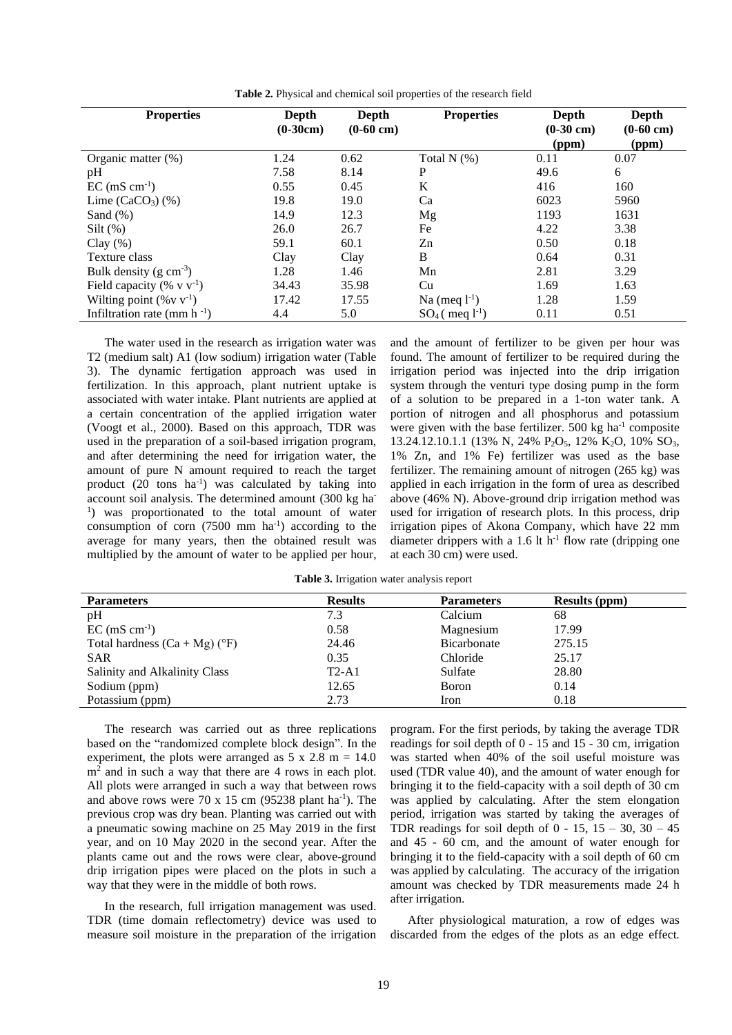**Table 2.** Physical and chemical soil properties of the research field

| Properties | Depth (0-30cm) | Depth (0-60 cm) | Properties | Depth (0-30 cm) (ppm) | Depth (0-60 cm) (ppm) |
|---|---|---|---|---|---|
| Organic matter (%) | 1.24 | 0.62 | Total N (%) | 0.11 | 0.07 |
| pH | 7.58 | 8.14 | P | 49.6 | 6 |
| EC ($mS\ cm^{-1}$) | 0.55 | 0.45 | K | 416 | 160 |
| Lime ($CaCO_3$) (%) | 19.8 | 19.0 | Ca | 6023 | 5960 |
| Sand (%) | 14.9 | 12.3 | Mg | 1193 | 1631 |
| Silt (%) | 26.0 | 26.7 | Fe | 4.22 | 3.38 |
| Clay (%) | 59.1 | 60.1 | Zn | 0.50 | 0.18 |
| Texture class | Clay | Clay | B | 0.64 | 0.31 |
| Bulk density ($g\ cm^{-3}$) | 1.28 | 1.46 | Mn | 2.81 | 3.29 |
| Field capacity ($\%\ v\ v^{-1}$) | 34.43 | 35.98 | Cu | 1.69 | 1.63 |
| Wilting point ($\%v\ v^{-1}$) | 17.42 | 17.55 | Na (meq $l^{-1}$) | 1.28 | 1.59 |
| Infiltration rate ($mm\ h^{-1}$) | 4.4 | 5.0 | $SO_4$ ( meq $l^{-1}$) | 0.11 | 0.51 |

The water used in the research as irrigation water was T2 (medium salt) A1 (low sodium) irrigation water (Table 3). The dynamic fertigation approach was used in fertilization. In this approach, plant nutrient uptake is associated with water intake. Plant nutrients are applied at a certain concentration of the applied irrigation water (Voogt et al., 2000). Based on this approach, TDR was used in the preparation of a soil-based irrigation program, and after determining the need for irrigation water, the amount of pure N amount required to reach the target product (20 tons $ha^{-1}$) was calculated by taking into account soil analysis. The determined amount (300 kg $ha^{-1}$) was proportionated to the total amount of water consumption of corn (7500 mm $ha^{-1}$) according to the average for many years, then the obtained result was multiplied by the amount of water to be applied per hour, and the amount of fertilizer to be given per hour was found. The amount of fertilizer to be required during the irrigation period was injected into the drip irrigation system through the venturi type dosing pump in the form of a solution to be prepared in a 1-ton water tank. A portion of nitrogen and all phosphorus and potassium were given with the base fertilizer. 500 kg $ha^{-1}$ composite 13.24.12.10.1.1 (13% N, 24% $P_2O_5$, 12% $K_2O$, 10% $SO_3$, 1% Zn, and 1% Fe) fertilizer was used as the base fertilizer. The remaining amount of nitrogen (265 kg) was applied in each irrigation in the form of urea as described above (46% N). Above-ground drip irrigation method was used for irrigation of research plots. In this process, drip irrigation pipes of Akona Company, which have 22 mm diameter drippers with a 1.6 lt $h^{-1}$ flow rate (dripping one at each 30 cm) were used.

**Table 3.** Irrigation water analysis report

| Parameters | Results | Parameters | Results (ppm) |
|---|---|---|---|
| pH | 7.3 | Calcium | 68 |
| EC ($mS\ cm^{-1}$) | 0.58 | Magnesium | 17.99 |
| Total hardness (Ca + Mg) (°F) | 24.46 | Bicarbonate | 275.15 |
| SAR | 0.35 | Chloride | 25.17 |
| Salinity and Alkalinity Class | T2-A1 | Sulfate | 28.80 |
| Sodium (ppm) | 12.65 | Boron | 0.14 |
| Potassium (ppm) | 2.73 | Iron | 0.18 |

The research was carried out as three replications based on the "randomized complete block design". In the experiment, the plots were arranged as 5 x 2.8 m = 14.0 $m^2$ and in such a way that there are 4 rows in each plot. All plots were arranged in such a way that between rows and above rows were 70 x 15 cm (95238 plant $ha^{-1}$). The previous crop was dry bean. Planting was carried out with a pneumatic sowing machine on 25 May 2019 in the first year, and on 10 May 2020 in the second year. After the plants came out and the rows were clear, above-ground drip irrigation pipes were placed on the plots in such a way that they were in the middle of both rows.

In the research, full irrigation management was used. TDR (time domain reflectometry) device was used to measure soil moisture in the preparation of the irrigation program. For the first periods, by taking the average TDR readings for soil depth of 0 - 15 and 15 - 30 cm, irrigation was started when 40% of the soil useful moisture was used (TDR value 40), and the amount of water enough for bringing it to the field-capacity with a soil depth of 30 cm was applied by calculating. After the stem elongation period, irrigation was started by taking the averages of TDR readings for soil depth of 0 - 15, 15 – 30, 30 – 45 and 45 - 60 cm, and the amount of water enough for bringing it to the field-capacity with a soil depth of 60 cm was applied by calculating. The accuracy of the irrigation amount was checked by TDR measurements made 24 h after irrigation.

After physiological maturation, a row of edges was discarded from the edges of the plots as an edge effect.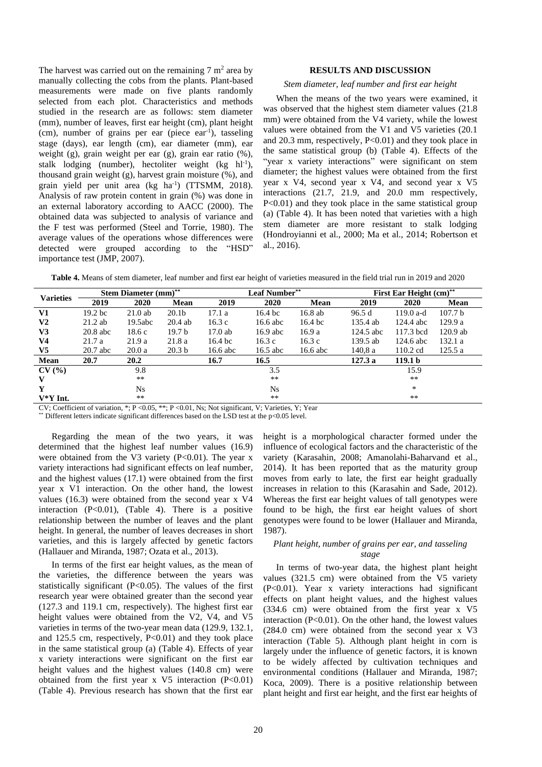The harvest was carried out on the remaining 7 $m^2$ area by manually collecting the cobs from the plants. Plant-based measurements were made on five plants randomly selected from each plot. Characteristics and methods studied in the research are as follows: stem diameter (mm), number of leaves, first ear height (cm), plant height (cm), number of grains per ear (piece $ear^{-1}$), tasseling stage (days), ear length (cm), ear diameter (mm), ear weight (g), grain weight per ear (g), grain ear ratio (%), stalk lodging (number), hectoliter weight (kg $hl^{-1}$), thousand grain weight (g), harvest grain moisture (%), and grain yield per unit area (kg $ha^{-1}$) (TTSMM, 2018). Analysis of raw protein content in grain (%) was done in an external laboratory according to AACC (2000). The obtained data was subjected to analysis of variance and the F test was performed (Steel and Torrie, 1980). The average values of the operations whose differences were detected were grouped according to the "HSD" importance test (JMP, 2007).

## RESULTS AND DISCUSSION

### *Stem diameter, leaf number and first ear height*

When the means of the two years were examined, it was observed that the highest stem diameter values (21.8 mm) were obtained from the V4 variety, while the lowest values were obtained from the V1 and V5 varieties (20.1 and 20.3 mm, respectively, P<0.01) and they took place in the same statistical group (b) (Table 4). Effects of the "year x variety interactions" were significant on stem diameter; the highest values were obtained from the first year x V4, second year x V4, and second year x V5 interactions (21.7, 21.9, and 20.0 mm respectively, P<0.01) and they took place in the same statistical group (a) (Table 4). It has been noted that varieties with a high stem diameter are more resistant to stalk lodging (Hondroyianni et al., 2000; Ma et al., 2014; Robertson et al., 2016).

**Table 4.** Means of stem diameter, leaf number and first ear height of varieties measured in the field trial run in 2019 and 2020

| Varieties | Stem Diameter (mm)** | | | Leaf Number** | | | First Ear Height (cm)** | | |
|---|---|---|---|---|---|---|---|---|---|
| | 2019 | 2020 | Mean | 2019 | 2020 | Mean | 2019 | 2020 | Mean |
| **V1** | 19.2 bc | 21.0 ab | 20.1b | 17.1 a | 16.4 bc | 16.8 ab | 96.5 d | 119.0 a-d | 107.7 b |
| **V2** | 21.2 ab | 19.5abc | 20.4 ab | 16.3 c | 16.6 abc | 16.4 bc | 135.4 ab | 124.4 abc | 129.9 a |
| **V3** | 20.8 abc | 18.6 c | 19.7 b | 17.0 ab | 16.9 abc | 16.9 a | 124.5 abc | 117.3 bcd | 120.9 ab |
| **V4** | 21.7 a | 21.9 a | 21.8 a | 16.4 bc | 16.3 c | 16.3 c | 139.5 ab | 124.6 abc | 132.1 a |
| **V5** | 20.7 abc | 20.0 a | 20.3 b | 16.6 abc | 16.5 abc | 16.6 abc | 140,8 a | 110.2 cd | 125.5 a |
| **Mean** | **20.7** | **20.2** | | **16.7** | **16.5** | | **127.3 a** | **119.1 b** | |
| **CV (%)** | | 9.8 | | | 3.5 | | | 15.9 | |
| **V** | | ** | | | ** | | | ** | |
| **Y** | | Ns | | | Ns | | | * | |
| **V*Y Int.** | | ** | | | ** | | | ** | |

CV; Coefficient of variation, *; P <0.05, **; P <0.01, Ns; Not significant, V; Varieties, Y; Year
** Different letters indicate significant differences based on the LSD test at the p<0.05 level.

Regarding the mean of the two years, it was determined that the highest leaf number values (16.9) were obtained from the V3 variety (P<0.01). The year x variety interactions had significant effects on leaf number, and the highest values (17.1) were obtained from the first year x V1 interaction. On the other hand, the lowest values (16.3) were obtained from the second year x V4 interaction (P<0.01), (Table 4). There is a positive relationship between the number of leaves and the plant height. In general, the number of leaves decreases in short varieties, and this is largely affected by genetic factors (Hallauer and Miranda, 1987; Ozata et al., 2013).

In terms of the first ear height values, as the mean of the varieties, the difference between the years was statistically significant (P<0.05). The values of the first research year were obtained greater than the second year (127.3 and 119.1 cm, respectively). The highest first ear height values were obtained from the V2, V4, and V5 varieties in terms of the two-year mean data (129.9, 132.1, and 125.5 cm, respectively, P<0.01) and they took place in the same statistical group (a) (Table 4). Effects of year x variety interactions were significant on the first ear height values and the highest values (140.8 cm) were obtained from the first year x V5 interaction (P<0.01) (Table 4). Previous research has shown that the first ear height is a morphological character formed under the influence of ecological factors and the characteristic of the variety (Karasahin, 2008; Amanolahi-Baharvand et al., 2014). It has been reported that as the maturity group moves from early to late, the first ear height gradually increases in relation to this (Karasahin and Sade, 2012). Whereas the first ear height values of tall genotypes were found to be high, the first ear height values of short genotypes were found to be lower (Hallauer and Miranda, 1987).

### *Plant height, number of grains per ear, and tasseling stage*

In terms of two-year data, the highest plant height values (321.5 cm) were obtained from the V5 variety (P<0.01). Year x variety interactions had significant effects on plant height values, and the highest values (334.6 cm) were obtained from the first year x V5 interaction (P<0.01). On the other hand, the lowest values (284.0 cm) were obtained from the second year x V3 interaction (Table 5). Although plant height in corn is largely under the influence of genetic factors, it is known to be widely affected by cultivation techniques and environmental conditions (Hallauer and Miranda, 1987; Koca, 2009). There is a positive relationship between plant height and first ear height, and the first ear heights of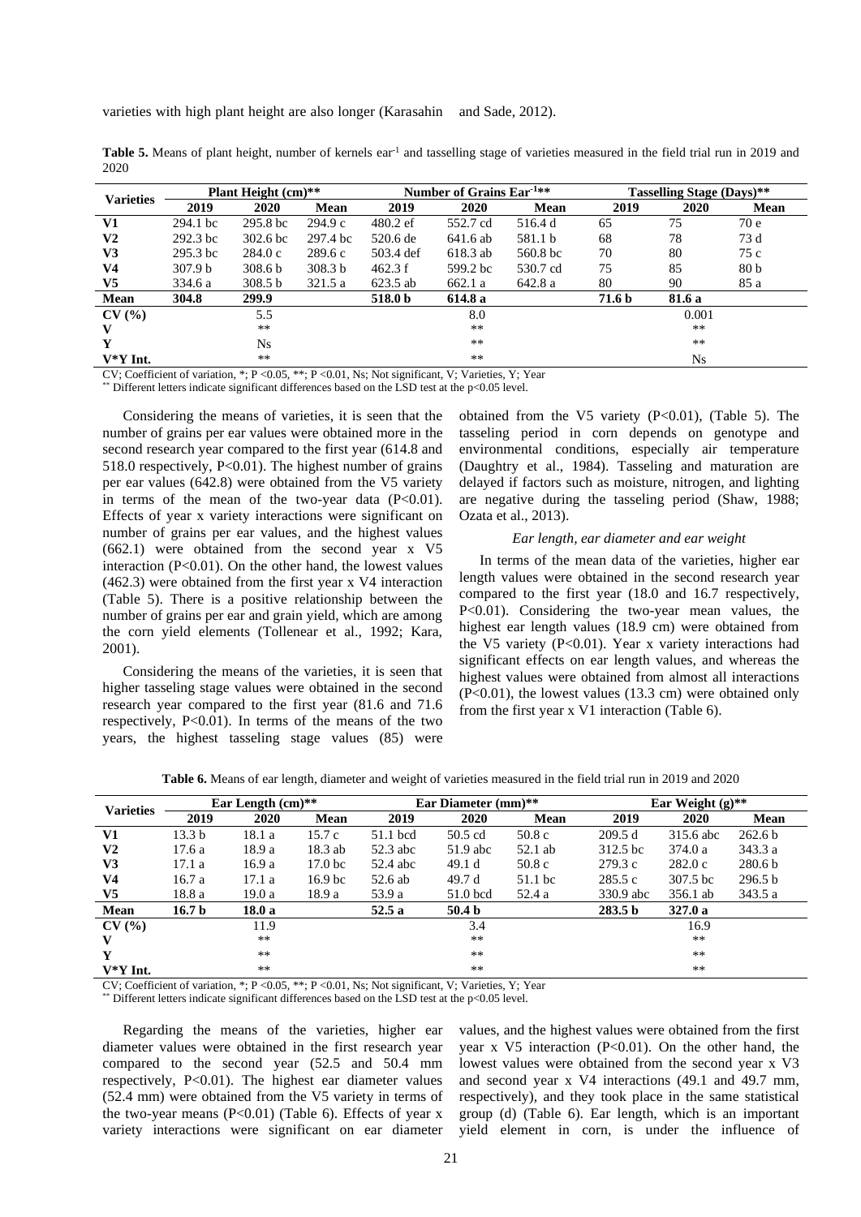varieties with high plant height are also longer (Karasahin and Sade, 2012).

**Table 5.** Means of plant height, number of kernels ear$^{-1}$ and tasselling stage of varieties measured in the field trial run in 2019 and 2020

| Varieties | Plant Height (cm)** | | | Number of Grains Ear$^{-1}$** | | | Tasselling Stage (Days)** | | |
|---|---|---|---|---|---|---|---|---|---|
| | 2019 | 2020 | Mean | 2019 | 2020 | Mean | 2019 | 2020 | Mean |
| **V1** | 294.1 bc | 295.8 bc | 294.9 c | 480.2 ef | 552.7 cd | 516.4 d | 65 | 75 | 70 e |
| **V2** | 292.3 bc | 302.6 bc | 297.4 bc | 520.6 de | 641.6 ab | 581.1 b | 68 | 78 | 73 d |
| **V3** | 295.3 bc | 284.0 c | 289.6 c | 503.4 def | 618.3 ab | 560.8 bc | 70 | 80 | 75 c |
| **V4** | 307.9 b | 308.6 b | 308.3 b | 462.3 f | 599.2 bc | 530.7 cd | 75 | 85 | 80 b |
| **V5** | 334.6 a | 308.5 b | 321.5 a | 623.5 ab | 662.1 a | 642.8 a | 80 | 90 | 85 a |
| **Mean** | **304.8** | **299.9** | | **518.0 b** | **614.8 a** | | **71.6 b** | **81.6 a** | |
| **CV (%)** | | 5.5 | | | 8.0 | | | 0.001 | |
| **V** | | ** | | | ** | | | ** | |
| **Y** | | Ns | | | ** | | | ** | |
| **V*Y Int.** | | ** | | | ** | | | Ns | |

CV; Coefficient of variation, *; P <0.05, **; P <0.01, Ns; Not significant, V; Varieties, Y; Year
** Different letters indicate significant differences based on the LSD test at the p<0.05 level.

Considering the means of varieties, it is seen that the number of grains per ear values were obtained more in the second research year compared to the first year (614.8 and 518.0 respectively, P<0.01). The highest number of grains per ear values (642.8) were obtained from the V5 variety in terms of the mean of the two-year data (P<0.01). Effects of year x variety interactions were significant on number of grains per ear values, and the highest values (662.1) were obtained from the second year x V5 interaction (P<0.01). On the other hand, the lowest values (462.3) were obtained from the first year x V4 interaction (Table 5). There is a positive relationship between the number of grains per ear and grain yield, which are among the corn yield elements (Tollenear et al., 1992; Kara, 2001).

Considering the means of the varieties, it is seen that higher tasseling stage values were obtained in the second research year compared to the first year (81.6 and 71.6 respectively, P<0.01). In terms of the means of the two years, the highest tasseling stage values (85) were obtained from the V5 variety (P<0.01), (Table 5). The tasseling period in corn depends on genotype and environmental conditions, especially air temperature (Daughtry et al., 1984). Tasseling and maturation are delayed if factors such as moisture, nitrogen, and lighting are negative during the tasseling period (Shaw, 1988; Ozata et al., 2013).

*Ear length, ear diameter and ear weight*

In terms of the mean data of the varieties, higher ear length values were obtained in the second research year compared to the first year (18.0 and 16.7 respectively, P<0.01). Considering the two-year mean values, the highest ear length values (18.9 cm) were obtained from the V5 variety (P<0.01). Year x variety interactions had significant effects on ear length values, and whereas the highest values were obtained from almost all interactions (P<0.01), the lowest values (13.3 cm) were obtained only from the first year x V1 interaction (Table 6).

**Table 6.** Means of ear length, diameter and weight of varieties measured in the field trial run in 2019 and 2020

| Varieties | Ear Length (cm)** | | | Ear Diameter (mm)** | | | Ear Weight (g)** | | |
|---|---|---|---|---|---|---|---|---|---|
| | 2019 | 2020 | Mean | 2019 | 2020 | Mean | 2019 | 2020 | Mean |
| **V1** | 13.3 b | 18.1 a | 15.7 c | 51.1 bcd | 50.5 cd | 50.8 c | 209.5 d | 315.6 abc | 262.6 b |
| **V2** | 17.6 a | 18.9 a | 18.3 ab | 52.3 abc | 51.9 abc | 52.1 ab | 312.5 bc | 374.0 a | 343.3 a |
| **V3** | 17.1 a | 16.9 a | 17.0 bc | 52.4 abc | 49.1 d | 50.8 c | 279.3 c | 282.0 c | 280.6 b |
| **V4** | 16.7 a | 17.1 a | 16.9 bc | 52.6 ab | 49.7 d | 51.1 bc | 285.5 c | 307.5 bc | 296.5 b |
| **V5** | 18.8 a | 19.0 a | 18.9 a | 53.9 a | 51.0 bcd | 52.4 a | 330.9 abc | 356.1 ab | 343.5 a |
| **Mean** | **16.7 b** | **18.0 a** | | **52.5 a** | **50.4 b** | | **283.5 b** | **327.0 a** | |
| **CV (%)** | | 11.9 | | | 3.4 | | | 16.9 | |
| **V** | | ** | | | ** | | | ** | |
| **Y** | | ** | | | ** | | | ** | |
| **V*Y Int.** | | ** | | | ** | | | ** | |

CV; Coefficient of variation, *; P <0.05, **; P <0.01, Ns; Not significant, V; Varieties, Y; Year
** Different letters indicate significant differences based on the LSD test at the p<0.05 level.

Regarding the means of the varieties, higher ear diameter values were obtained in the first research year compared to the second year (52.5 and 50.4 mm respectively, P<0.01). The highest ear diameter values (52.4 mm) were obtained from the V5 variety in terms of the two-year means (P<0.01) (Table 6). Effects of year x variety interactions were significant on ear diameter values, and the highest values were obtained from the first year x V5 interaction (P<0.01). On the other hand, the lowest values were obtained from the second year x V3 and second year x V4 interactions (49.1 and 49.7 mm, respectively), and they took place in the same statistical group (d) (Table 6). Ear length, which is an important yield element in corn, is under the influence of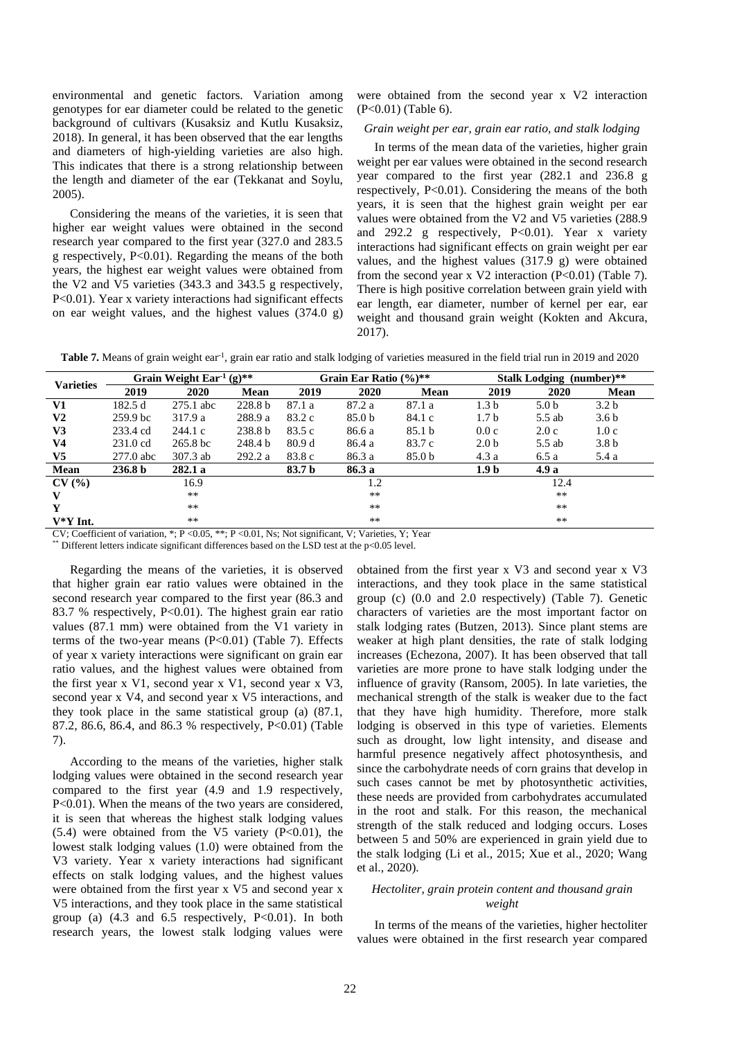environmental and genetic factors. Variation among genotypes for ear diameter could be related to the genetic background of cultivars (Kusaksiz and Kutlu Kusaksiz, 2018). In general, it has been observed that the ear lengths and diameters of high-yielding varieties are also high. This indicates that there is a strong relationship between the length and diameter of the ear (Tekkanat and Soylu, 2005).

Considering the means of the varieties, it is seen that higher ear weight values were obtained in the second research year compared to the first year (327.0 and 283.5 g respectively, P<0.01). Regarding the means of the both years, the highest ear weight values were obtained from the V2 and V5 varieties (343.3 and 343.5 g respectively, P<0.01). Year x variety interactions had significant effects on ear weight values, and the highest values (374.0 g) were obtained from the second year x V2 interaction (P<0.01) (Table 6).

### *Grain weight per ear, grain ear ratio, and stalk lodging*

In terms of the mean data of the varieties, higher grain weight per ear values were obtained in the second research year compared to the first year (282.1 and 236.8 g respectively, P<0.01). Considering the means of the both years, it is seen that the highest grain weight per ear values were obtained from the V2 and V5 varieties (288.9 and 292.2 g respectively, P<0.01). Year x variety interactions had significant effects on grain weight per ear values, and the highest values (317.9 g) were obtained from the second year x V2 interaction (P<0.01) (Table 7). There is high positive correlation between grain yield with ear length, ear diameter, number of kernel per ear, ear weight and thousand grain weight (Kokten and Akcura, 2017).

**Table 7.** Means of grain weight ear$^{-1}$, grain ear ratio and stalk lodging of varieties measured in the field trial run in 2019 and 2020

| Varieties | Grain Weight Ear$^{-1}$ (g)** | | | Grain Ear Ratio (%)** | | | Stalk Lodging (number)** | | |
|---|---|---|---|---|---|---|---|---|---|
| | 2019 | 2020 | Mean | 2019 | 2020 | Mean | 2019 | 2020 | Mean |
| V1 | 182.5 d | 275.1 abc | 228.8 b | 87.1 a | 87.2 a | 87.1 a | 1.3 b | 5.0 b | 3.2 b |
| V2 | 259.9 bc | 317.9 a | 288.9 a | 83.2 c | 85.0 b | 84.1 c | 1.7 b | 5.5 ab | 3.6 b |
| V3 | 233.4 cd | 244.1 c | 238.8 b | 83.5 c | 86.6 a | 85.1 b | 0.0 c | 2.0 c | 1.0 c |
| V4 | 231.0 cd | 265.8 bc | 248.4 b | 80.9 d | 86.4 a | 83.7 c | 2.0 b | 5.5 ab | 3.8 b |
| V5 | 277.0 abc | 307.3 ab | 292.2 a | 83.8 c | 86.3 a | 85.0 b | 4.3 a | 6.5 a | 5.4 a |
| **Mean** | **236.8 b** | **282.1 a** | | **83.7 b** | **86.3 a** | | **1.9 b** | **4.9 a** | |
| **CV (%)** | 16.9 | | | 1.2 | | | 12.4 | | |
| **V** | ** | | | ** | | | ** | | |
| **Y** | ** | | | ** | | | ** | | |
| **V*Y Int.** | ** | | | ** | | | ** | | |

CV; Coefficient of variation, *; P <0.05, **; P <0.01, Ns; Not significant, V; Varieties, Y; Year

** Different letters indicate significant differences based on the LSD test at the p<0.05 level.

Regarding the means of the varieties, it is observed that higher grain ear ratio values were obtained in the second research year compared to the first year (86.3 and 83.7 % respectively, P<0.01). The highest grain ear ratio values (87.1 mm) were obtained from the V1 variety in terms of the two-year means (P<0.01) (Table 7). Effects of year x variety interactions were significant on grain ear ratio values, and the highest values were obtained from the first year x V1, second year x V1, second year x V3, second year x V4, and second year x V5 interactions, and they took place in the same statistical group (a) (87.1, 87.2, 86.6, 86.4, and 86.3 % respectively, P<0.01) (Table 7).

According to the means of the varieties, higher stalk lodging values were obtained in the second research year compared to the first year (4.9 and 1.9 respectively, P<0.01). When the means of the two years are considered, it is seen that whereas the highest stalk lodging values (5.4) were obtained from the V5 variety (P<0.01), the lowest stalk lodging values (1.0) were obtained from the V3 variety. Year x variety interactions had significant effects on stalk lodging values, and the highest values were obtained from the first year x V5 and second year x V5 interactions, and they took place in the same statistical group (a) (4.3 and 6.5 respectively, P<0.01). In both research years, the lowest stalk lodging values were obtained from the first year x V3 and second year x V3 interactions, and they took place in the same statistical group (c) (0.0 and 2.0 respectively) (Table 7). Genetic characters of varieties are the most important factor on stalk lodging rates (Butzen, 2013). Since plant stems are weaker at high plant densities, the rate of stalk lodging increases (Echezona, 2007). It has been observed that tall varieties are more prone to have stalk lodging under the influence of gravity (Ransom, 2005). In late varieties, the mechanical strength of the stalk is weaker due to the fact that they have high humidity. Therefore, more stalk lodging is observed in this type of varieties. Elements such as drought, low light intensity, and disease and harmful presence negatively affect photosynthesis, and since the carbohydrate needs of corn grains that develop in such cases cannot be met by photosynthetic activities, these needs are provided from carbohydrates accumulated in the root and stalk. For this reason, the mechanical strength of the stalk reduced and lodging occurs. Loses between 5 and 50% are experienced in grain yield due to the stalk lodging (Li et al., 2015; Xue et al., 2020; Wang et al., 2020).

### *Hectoliter, grain protein content and thousand grain weight*

In terms of the means of the varieties, higher hectoliter values were obtained in the first research year compared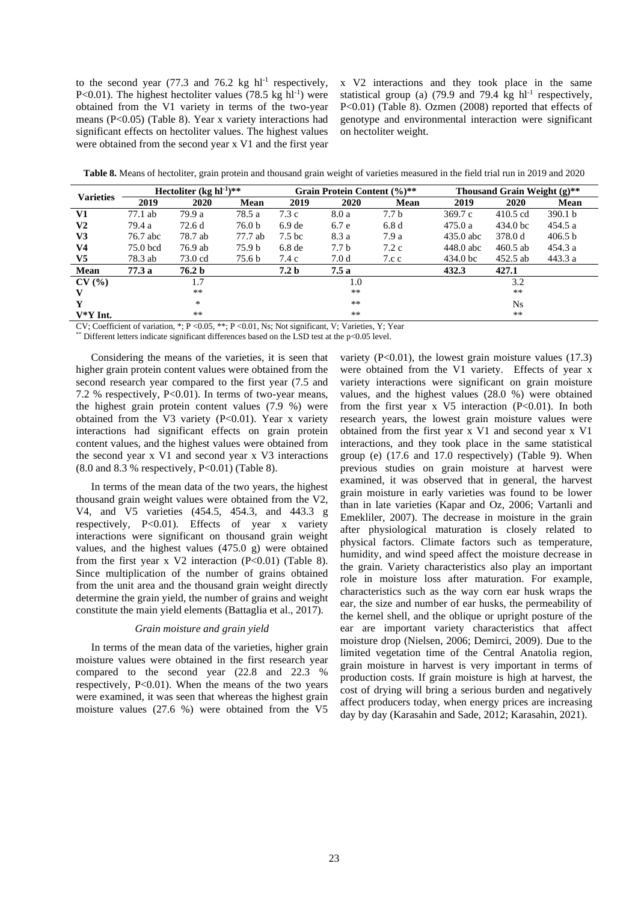to the second year (77.3 and 76.2 kg $hl^{-1}$ respectively, $P<0.01$). The highest hectoliter values (78.5 kg $hl^{-1}$) were obtained from the V1 variety in terms of the two-year means ($P<0.05$) (Table 8). Year x variety interactions had significant effects on hectoliter values. The highest values were obtained from the second year x V1 and the first year x V2 interactions and they took place in the same statistical group (a) (79.9 and 79.4 kg $hl^{-1}$ respectively, $P<0.01$) (Table 8). Ozmen (2008) reported that effects of genotype and environmental interaction were significant on hectoliter weight.

**Table 8.** Means of hectoliter, grain protein and thousand grain weight of varieties measured in the field trial run in 2019 and 2020

| Varieties | Hectoliter (kg $hl^{-1}$)** | | | Grain Protein Content (%)** | | | Thousand Grain Weight (g)** | | |
|---|---|---|---|---|---|---|---|---|---|
| | 2019 | 2020 | Mean | 2019 | 2020 | Mean | 2019 | 2020 | Mean |
| V1 | 77.1 ab | 79.9 a | 78.5 a | 7.3 c | 8.0 a | 7.7 b | 369.7 c | 410.5 cd | 390.1 b |
| V2 | 79.4 a | 72.6 d | 76.0 b | 6.9 de | 6.7 e | 6.8 d | 475.0 a | 434.0 bc | 454.5 a |
| V3 | 76.7 abc | 78.7 ab | 77.7 ab | 7.5 bc | 8.3 a | 7.9 a | 435.0 abc | 378.0 d | 406.5 b |
| V4 | 75.0 bcd | 76.9 ab | 75.9 b | 6.8 de | 7.7 b | 7.2 c | 448.0 abc | 460.5 ab | 454.3 a |
| V5 | 78.3 ab | 73.0 cd | 75.6 b | 7.4 c | 7.0 d | 7.c c | 434.0 bc | 452.5 ab | 443.3 a |
| **Mean** | **77.3 a** | **76.2 b** | | **7.2 b** | **7.5 a** | | **432.3** | **427.1** | |
| **CV (%)** | | 1.7 | | | 1.0 | | | 3.2 | |
| **V** | | ** | | | ** | | | ** | |
| **Y** | | * | | | ** | | | Ns | |
| **V*Y Int.** | | ** | | | ** | | | ** | |

CV; Coefficient of variation, *; $P<0.05$, **; $P<0.01$, Ns; Not significant, V; Varieties, Y; Year
** Different letters indicate significant differences based on the LSD test at the $p<0.05$ level.

Considering the means of the varieties, it is seen that higher grain protein content values were obtained from the second research year compared to the first year (7.5 and 7.2 % respectively, $P<0.01$). In terms of two-year means, the highest grain protein content values (7.9 %) were obtained from the V3 variety ($P<0.01$). Year x variety interactions had significant effects on grain protein content values, and the highest values were obtained from the second year x V1 and second year x V3 interactions (8.0 and 8.3 % respectively, $P<0.01$) (Table 8).

In terms of the mean data of the two years, the highest thousand grain weight values were obtained from the V2, V4, and V5 varieties (454.5, 454.3, and 443.3 g respectively, $P<0.01$). Effects of year x variety interactions were significant on thousand grain weight values, and the highest values (475.0 g) were obtained from the first year x V2 interaction ($P<0.01$) (Table 8). Since multiplication of the number of grains obtained from the unit area and the thousand grain weight directly determine the grain yield, the number of grains and weight constitute the main yield elements (Battaglia et al., 2017).

*Grain moisture and grain yield*

In terms of the mean data of the varieties, higher grain moisture values were obtained in the first research year compared to the second year (22.8 and 22.3 % respectively, $P<0.01$). When the means of the two years were examined, it was seen that whereas the highest grain moisture values (27.6 %) were obtained from the V5 variety ($P<0.01$), the lowest grain moisture values (17.3) were obtained from the V1 variety. Effects of year x variety interactions were significant on grain moisture values, and the highest values (28.0 %) were obtained from the first year x V5 interaction ($P<0.01$). In both research years, the lowest grain moisture values were obtained from the first year x V1 and second year x V1 interactions, and they took place in the same statistical group (e) (17.6 and 17.0 respectively) (Table 9). When previous studies on grain moisture at harvest were examined, it was observed that in general, the harvest grain moisture in early varieties was found to be lower than in late varieties (Kapar and Oz, 2006; Vartanli and Emekliler, 2007). The decrease in moisture in the grain after physiological maturation is closely related to physical factors. Climate factors such as temperature, humidity, and wind speed affect the moisture decrease in the grain. Variety characteristics also play an important role in moisture loss after maturation. For example, characteristics such as the way corn ear husk wraps the ear, the size and number of ear husks, the permeability of the kernel shell, and the oblique or upright posture of the ear are important variety characteristics that affect moisture drop (Nielsen, 2006; Demirci, 2009). Due to the limited vegetation time of the Central Anatolia region, grain moisture in harvest is very important in terms of production costs. If grain moisture is high at harvest, the cost of drying will bring a serious burden and negatively affect producers today, when energy prices are increasing day by day (Karasahin and Sade, 2012; Karasahin, 2021).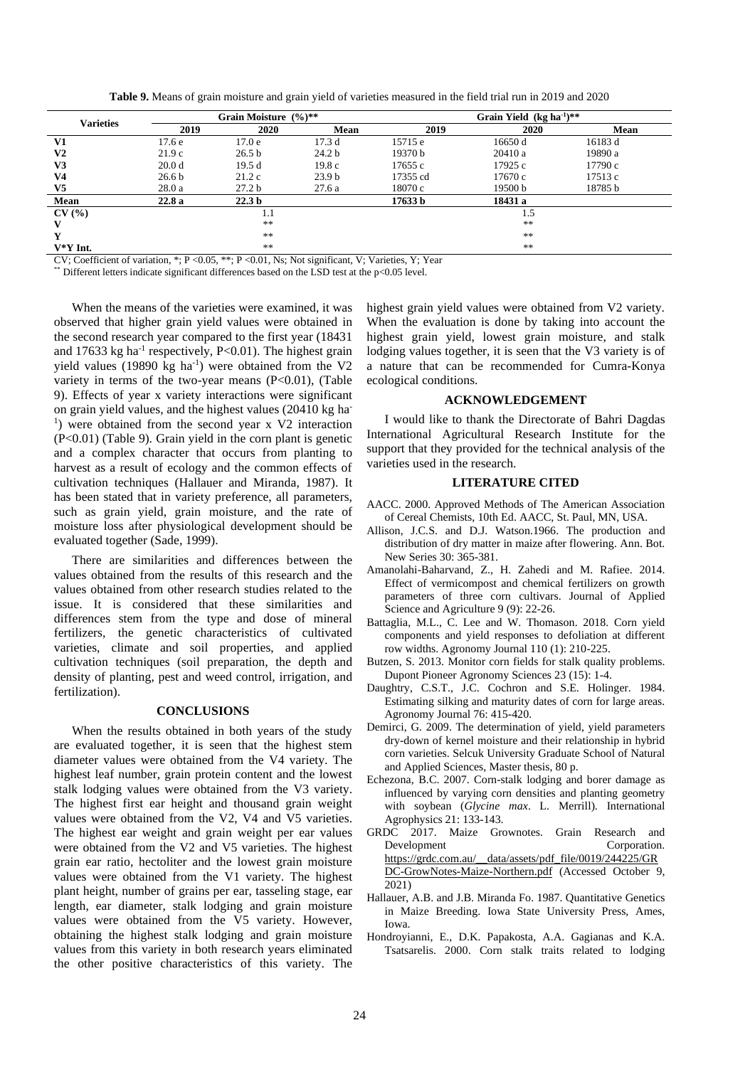**Table 9.** Means of grain moisture and grain yield of varieties measured in the field trial run in 2019 and 2020

| Varieties | Grain Moisture (%)** | | | Grain Yield (kg ha$^{-1}$)** | | |
|---|---|---|---|---|---|---|
| | 2019 | 2020 | Mean | 2019 | 2020 | Mean |
| V1 | 17.6 e | 17.0 e | 17.3 d | 15715 e | 16650 d | 16183 d |
| V2 | 21.9 c | 26.5 b | 24.2 b | 19370 b | 20410 a | 19890 a |
| V3 | 20.0 d | 19.5 d | 19.8 c | 17655 c | 17925 c | 17790 c |
| V4 | 26.6 b | 21.2 c | 23.9 b | 17355 cd | 17670 c | 17513 c |
| V5 | 28.0 a | 27.2 b | 27.6 a | 18070 c | 19500 b | 18785 b |
| **Mean** | **22.8 a** | **22.3 b** | | **17633 b** | **18431 a** | |
| **CV (%)** | | 1.1 | | | 1.5 | |
| **V** | | ** | | | ** | |
| **Y** | | ** | | | ** | |
| **V*Y Int.** | | ** | | | ** | |

CV; Coefficient of variation, *; P <0.05, **; P <0.01, Ns; Not significant, V; Varieties, Y; Year
** Different letters indicate significant differences based on the LSD test at the p<0.05 level.

When the means of the varieties were examined, it was observed that higher grain yield values were obtained in the second research year compared to the first year (18431 and 17633 kg ha$^{-1}$ respectively, P<0.01). The highest grain yield values (19890 kg ha$^{-1}$) were obtained from the V2 variety in terms of the two-year means (P<0.01), (Table 9). Effects of year x variety interactions were significant on grain yield values, and the highest values (20410 kg ha$^{-1}$) were obtained from the second year x V2 interaction (P<0.01) (Table 9). Grain yield in the corn plant is genetic and a complex character that occurs from planting to harvest as a result of ecology and the common effects of cultivation techniques (Hallauer and Miranda, 1987). It has been stated that in variety preference, all parameters, such as grain yield, grain moisture, and the rate of moisture loss after physiological development should be evaluated together (Sade, 1999).

There are similarities and differences between the values obtained from the results of this research and the values obtained from other research studies related to the issue. It is considered that these similarities and differences stem from the type and dose of mineral fertilizers, the genetic characteristics of cultivated varieties, climate and soil properties, and applied cultivation techniques (soil preparation, the depth and density of planting, pest and weed control, irrigation, and fertilization).

## CONCLUSIONS

When the results obtained in both years of the study are evaluated together, it is seen that the highest stem diameter values were obtained from the V4 variety. The highest leaf number, grain protein content and the lowest stalk lodging values were obtained from the V3 variety. The highest first ear height and thousand grain weight values were obtained from the V2, V4 and V5 varieties. The highest ear weight and grain weight per ear values were obtained from the V2 and V5 varieties. The highest grain ear ratio, hectoliter and the lowest grain moisture values were obtained from the V1 variety. The highest plant height, number of grains per ear, tasseling stage, ear length, ear diameter, stalk lodging and grain moisture values were obtained from the V5 variety. However, obtaining the highest stalk lodging and grain moisture values from this variety in both research years eliminated the other positive characteristics of this variety. The highest grain yield values were obtained from V2 variety. When the evaluation is done by taking into account the highest grain yield, lowest grain moisture, and stalk lodging values together, it is seen that the V3 variety is of a nature that can be recommended for Cumra-Konya ecological conditions.

## ACKNOWLEDGEMENT

I would like to thank the Directorate of Bahri Dagdas International Agricultural Research Institute for the support that they provided for the technical analysis of the varieties used in the research.

## LITERATURE CITED

AACC. 2000. Approved Methods of The American Association of Cereal Chemists, 10th Ed. AACC, St. Paul, MN, USA.

Allison, J.C.S. and D.J. Watson.1966. The production and distribution of dry matter in maize after flowering. Ann. Bot. New Series 30: 365-381.

Amanolahi-Baharvand, Z., H. Zahedi and M. Rafiee. 2014. Effect of vermicompost and chemical fertilizers on growth parameters of three corn cultivars. Journal of Applied Science and Agriculture 9 (9): 22-26.

Battaglia, M.L., C. Lee and W. Thomason. 2018. Corn yield components and yield responses to defoliation at different row widths. Agronomy Journal 110 (1): 210-225.

Butzen, S. 2013. Monitor corn fields for stalk quality problems. Dupont Pioneer Agronomy Sciences 23 (15): 1-4.

Daughtry, C.S.T., J.C. Cochron and S.E. Holinger. 1984. Estimating silking and maturity dates of corn for large areas. Agronomy Journal 76: 415-420.

Demirci, G. 2009. The determination of yield, yield parameters dry-down of kernel moisture and their relationship in hybrid corn varieties. Selcuk University Graduate School of Natural and Applied Sciences, Master thesis, 80 p.

Echezona, B.C. 2007. Corn-stalk lodging and borer damage as influenced by varying corn densities and planting geometry with soybean (*Glycine max*. L. Merrill). International Agrophysics 21: 133-143.

GRDC 2017. Maize Grownotes. Grain Research and Development Corporation. https://grdc.com.au/__data/assets/pdf_file/0019/244225/GRDC-GrowNotes-Maize-Northern.pdf (Accessed October 9, 2021)

Hallauer, A.B. and J.B. Miranda Fo. 1987. Quantitative Genetics in Maize Breeding. Iowa State University Press, Ames, Iowa.

Hondroyianni, E., D.K. Papakosta, A.A. Gagianas and K.A. Tsatsarelis. 2000. Corn stalk traits related to lodging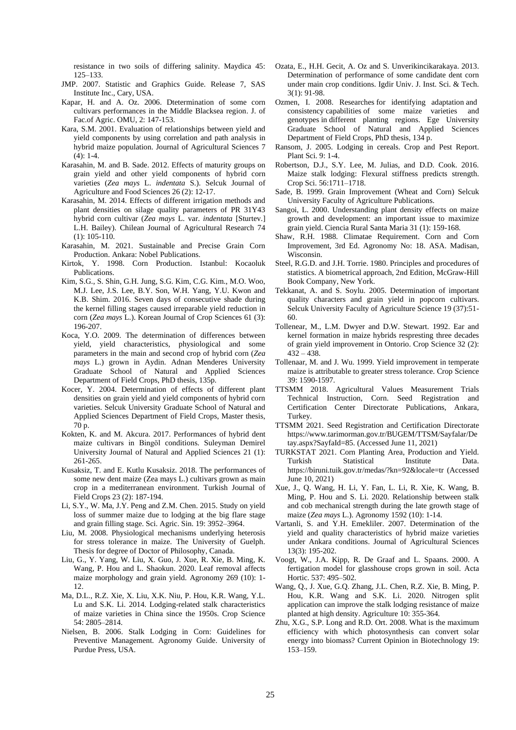resistance in two soils of differing salinity. Maydica 45: 125–133.

JMP. 2007. Statistic and Graphics Guide. Release 7, SAS Institute Inc., Cary, USA.

Kapar, H. and A. Oz. 2006. Dtetermination of some corn cultivars performances in the Middle Blacksea region. J. of Fac.of Agric. OMU, 2: 147-153.

Kara, S.M. 2001. Evaluation of relationships between yield and yield components by using correlation and path analysis in hybrid maize population. Journal of Agricultural Sciences 7 (4): 1-4.

Karasahin, M. and B. Sade. 2012. Effects of maturity groups on grain yield and other yield components of hybrid corn varieties (*Zea mays* L. *indentata* S.). Selcuk Journal of Agriculture and Food Sciences 26 (2): 12-17.

Karasahin, M. 2014. Effects of different irrigation methods and plant densities on silage quality parameters of PR 31Y43 hybrid corn cultivar (*Zea mays* L. var. *indentata* [Sturtev.] L.H. Bailey). Chilean Journal of Agricultural Research 74 (1): 105-110.

Karasahin, M. 2021. Sustainable and Precise Grain Corn Production. Ankara: Nobel Publications.

Kirtok, Y. 1998. Corn Production. Istanbul: Kocaoluk Publications.

Kim, S.G., S. Shin, G.H. Jung, S.G. Kim, C.G. Kim., M.O. Woo, M.J. Lee, J.S. Lee, B.Y. Son, W.H. Yang, Y.U. Kwon and K.B. Shim. 2016. Seven days of consecutive shade during the kernel filling stages caused irreparable yield reduction in corn (*Zea mays* L.). Korean Journal of Crop Sciences 61 (3): 196-207.

Koca, Y.O. 2009. The determination of differences between yield, yield characteristics, physiological and some parameters in the main and second crop of hybrid corn (*Zea mays* L.) grown in Aydin. Adnan Menderes University Graduate School of Natural and Applied Sciences Department of Field Crops, PhD thesis, 135p.

Kocer, Y. 2004. Determination of effects of different plant densities on grain yield and yield components of hybrid corn varieties. Selcuk University Graduate School of Natural and Applied Sciences Department of Field Crops, Master thesis, 70 p.

Kokten, K. and M. Akcura. 2017. Performances of hybrid dent maize cultivars in Bingöl conditions. Suleyman Demirel University Journal of Natural and Applied Sciences 21 (1): 261-265.

Kusaksiz, T. and E. Kutlu Kusaksiz. 2018. The performances of some new dent maize (Zea mays L.) cultivars grown as main crop in a mediterranean environment. Turkish Journal of Field Crops 23 (2): 187-194.

Li, S.Y., W. Ma, J.Y. Peng and Z.M. Chen. 2015. Study on yield loss of summer maize due to lodging at the big flare stage and grain filling stage. Sci. Agric. Sin. 19: 3952–3964.

Liu, M. 2008. Physiological mechanisms underlying heterosis for stress tolerance in maize. The University of Guelph. Thesis for degree of Doctor of Philosophy, Canada.

Liu, G., Y. Yang, W. Liu, X. Guo, J. Xue, R. Xie, B. Ming, K. Wang, P. Hou and L. Shaokun. 2020. Leaf removal affects maize morphology and grain yield. Agronomy 269 (10): 1-12.

Ma, D.L., R.Z. Xie, X. Liu, X.K. Niu, P. Hou, K.R. Wang, Y.L. Lu and S.K. Li. 2014. Lodging-related stalk characteristics of maize varieties in China since the 1950s. Crop Science 54: 2805–2814.

Nielsen, B. 2006. Stalk Lodging in Corn: Guidelines for Preventive Management. Agronomy Guide. University of Purdue Press, USA.

Ozata, E., H.H. Gecit, A. Oz and S. Unverikincikarakaya. 2013. Determination of performance of some candidate dent corn under main crop conditions. Igdir Univ. J. Inst. Sci. & Tech. 3(1): 91-98.

Ozmen, I. 2008. Researches for identifying adaptation and consistency capabilities of some maize varieties and genotypes in different planting regions. Ege University Graduate School of Natural and Applied Sciences Department of Field Crops, PhD thesis, 134 p.

Ransom, J. 2005. Lodging in cereals. Crop and Pest Report. Plant Sci. 9: 1-4.

Robertson, D.J., S.Y. Lee, M. Julias, and D.D. Cook. 2016. Maize stalk lodging: Flexural stiffness predicts strength. Crop Sci. 56:1711–1718.

Sade, B. 1999. Grain Improvement (Wheat and Corn) Selcuk University Faculty of Agriculture Publications.

Sangoi, L. 2000. Understanding plant density effects on maize growth and development: an important issue to maximize grain yield. Ciencia Rural Santa Maria 31 (1): 159-168.

Shaw, R.H. 1988. Climatae Requirement. Corn and Corn Improvement, 3rd Ed. Agronomy No: 18. ASA. Madisan, Wisconsin.

Steel, R.G.D. and J.H. Torrie. 1980. Principles and procedures of statistics. A biometrical approach, 2nd Edition, McGraw-Hill Book Company, New York.

Tekkanat, A. and S. Soylu. 2005. Determination of important quality characters and grain yield in popcorn cultivars. Selcuk University Faculty of Agriculture Science 19 (37):51-60.

Tollenear, M., L.M. Dwyer and D.W. Stewart. 1992. Ear and kernel formation in maize hybrids respresting three decades of grain yield improvement in Ontorio. Crop Science 32 (2): 432 – 438.

Tollenaar, M. and J. Wu. 1999. Yield improvement in temperate maize is attributable to greater stress tolerance. Crop Science 39: 1590-1597.

TTSMM 2018. Agricultural Values Measurement Trials Technical Instruction, Corn. Seed Registration and Certification Center Directorate Publications, Ankara, Turkey.

TTSMM 2021. Seed Registration and Certification Directorate https://www.tarimorman.gov.tr/BUGEM/TTSM/Sayfalar/Detay.aspx?SayfaId=85. (Accessed June 11, 2021)

TURKSTAT 2021. Corn Planting Area, Production and Yield. Turkish Statistical Institute Data. https://biruni.tuik.gov.tr/medas/?kn=92&locale=tr (Accessed June 10, 2021)

Xue, J., Q. Wang, H. Li, Y. Fan, L. Li, R. Xie, K. Wang, B. Ming, P. Hou and S. Li. 2020. Relationship between stalk and cob mechanical strength during the late growth stage of maize (*Zea mays* L.). Agronomy 1592 (10): 1-14.

Vartanli, S. and Y.H. Emekliler. 2007. Determination of the yield and quality characteristics of hybrid maize varieties under Ankara conditions. Journal of Agricultural Sciences 13(3): 195-202.

Voogt, W., J.A. Kipp, R. De Graaf and L. Spaans. 2000. A fertigation model for glasshouse crops grown in soil. Acta Hortic. 537: 495–502.

Wang, Q., J. Xue, G.Q. Zhang, J.L. Chen, R.Z. Xie, B. Ming, P. Hou, K.R. Wang and S.K. Li. 2020. Nitrogen split application can improve the stalk lodging resistance of maize planted at high density. Agriculture 10: 355-364.

Zhu, X.G., S.P. Long and R.D. Ort. 2008. What is the maximum efficiency with which photosynthesis can convert solar energy into biomass? Current Opinion in Biotechnology 19: 153–159.